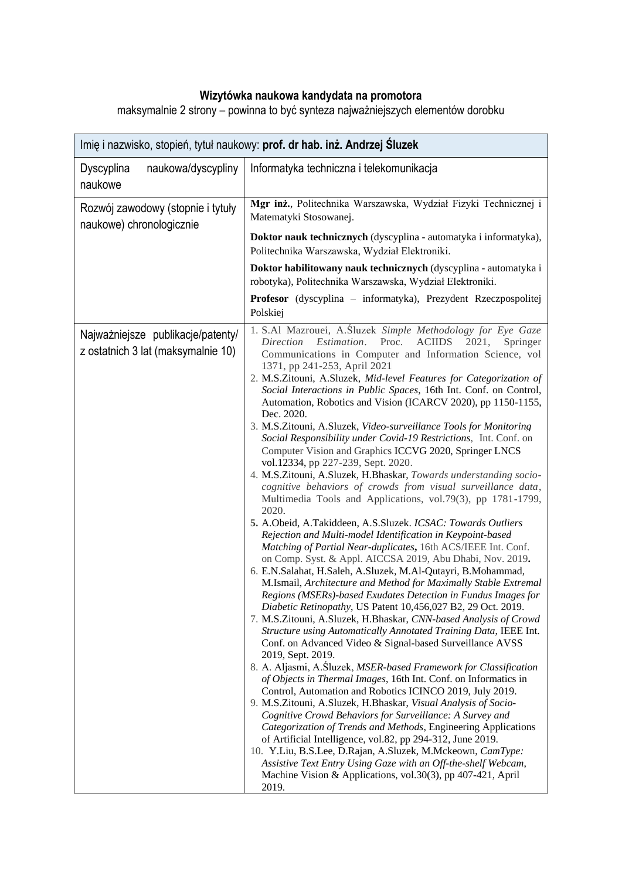**Wizytówka naukowa kandydata na promotora**

maksymalnie 2 strony – powinna to być synteza najważniejszych elementów dorobku

| Imię i nazwisko, stopień, tytuł naukowy: **prof. dr hab. inż. Andrzej Śluzek** | |
|---|---|
| Dyscyplina naukowa/dyscypliny naukowe | Informatyka techniczna i telekomunikacja |
| Rozwój zawodowy (stopnie i tytuły naukowe) chronologicznie | **Mgr inż.**, Politechnika Warszawska, Wydział Fizyki Technicznej i Matematyki Stosowanej.<br><br>**Doktor nauk technicznych** (dyscyplina - automatyka i informatyka), Politechnika Warszawska, Wydział Elektroniki.<br><br>**Doktor habilitowany nauk technicznych** (dyscyplina - automatyka i robotyka), Politechnika Warszawska, Wydział Elektroniki.<br><br>**Profesor** (dyscyplina – informatyka), Prezydent Rzeczpospolitej Polskiej |
| Najważniejsze publikacje/patenty/ z ostatnich 3 lat (maksymalnie 10) | 1. S.Al Mazrouei, A.Śluzek *Simple Methodology for Eye Gaze Direction Estimation*. Proc. ACIIDS 2021, Springer Communications in Computer and Information Science, vol 1371, pp 241-253, April 2021<br>2. M.S.Zitouni, A.Śluzek, *Mid-level Features for Categorization of Social Interactions in Public Spaces*, 16th Int. Conf. on Control, Automation, Robotics and Vision (ICARCV 2020), pp 1150-1155, Dec. 2020.<br>3. M.S.Zitouni, A.Sluzek, *Video-surveillance Tools for Monitoring Social Responsibility under Covid-19 Restrictions,* Int. Conf. on Computer Vision and Graphics ICCVG 2020, Springer LNCS vol.12334, pp 227-239, Sept. 2020.<br>4. M.S.Zitouni, A.Sluzek, H.Bhaskar, *Towards understanding socio-cognitive behaviors of crowds from visual surveillance data*, Multimedia Tools and Applications, vol.79(3), pp 1781-1799, 2020.<br>**5.** A.Obeid, A.Takiddeen, A.S.Sluzek. *ICSAC: Towards Outliers Rejection and Multi-model Identification in Keypoint-based Matching of Partial Near-duplicates***,** 16th ACS/IEEE Int. Conf. on Comp. Syst. & Appl. AICCSA 2019, Abu Dhabi, Nov. 2019**.**<br>6. E.N.Salahat, H.Saleh, A.Sluzek, M.Al-Qutayri, B.Mohammad, M.Ismail, *Architecture and Method for Maximally Stable Extremal Regions (MSERs)-based Exudates Detection in Fundus Images for Diabetic Retinopathy*, US Patent 10,456,027 B2, 29 Oct. 2019.<br>7. M.S.Zitouni, A.Sluzek, H.Bhaskar, *CNN-based Analysis of Crowd Structure using Automatically Annotated Training Data*, IEEE Int. Conf. on Advanced Video & Signal-based Surveillance AVSS 2019, Sept. 2019.<br>8. A. Aljasmi, A.Śluzek, *MSER-based Framework for Classification of Objects in Thermal Images*, 16th Int. Conf. on Informatics in Control, Automation and Robotics ICINCO 2019, July 2019.<br>9. M.S.Zitouni, A.Sluzek, H.Bhaskar, *Visual Analysis of Socio-Cognitive Crowd Behaviors for Surveillance: A Survey and Categorization of Trends and Methods*, Engineering Applications of Artificial Intelligence, vol.82, pp 294-312, June 2019.<br>10. Y.Liu, B.S.Lee, D.Rajan, A.Sluzek, M.Mckeown, *CamType: Assistive Text Entry Using Gaze with an Off-the-shelf Webcam*, Machine Vision & Applications, vol.30(3), pp 407-421, April 2019. |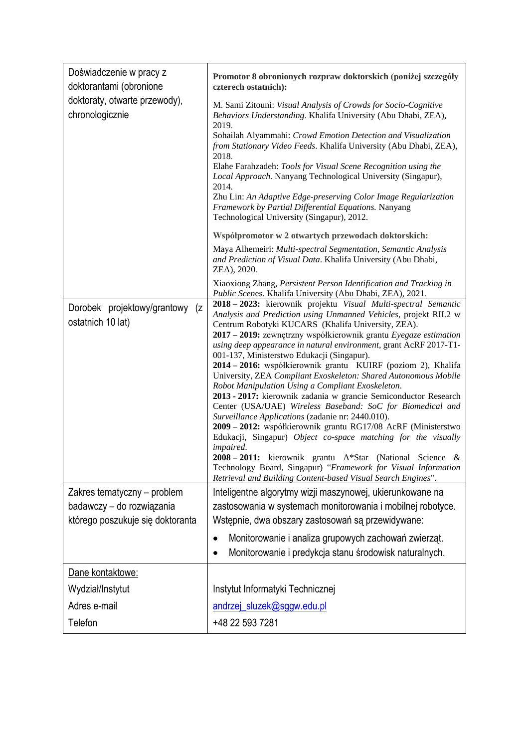| | |
|---|---|
| Doświadczenie w pracy z doktorantami (obronione doktoraty, otwarte przewody), chronologicznie | **Promotor 8 obronionych rozpraw doktorskich (poniżej szczegóły czterech ostatnich):**<br><br>M. Sami Zitouni: *Visual Analysis of Crowds for Socio-Cognitive Behaviors Understanding*. Khalifa University (Abu Dhabi, ZEA), 2019.<br>Sohailah Alyammahi: *Crowd Emotion Detection and Visualization from Stationary Video Feeds*. Khalifa University (Abu Dhabi, ZEA), 2018.<br>Elahe Farahzadeh: *Tools for Visual Scene Recognition using the Local Approach.* Nanyang Technological University (Singapur), 2014.<br>Zhu Lin: *An Adaptive Edge-preserving Color Image Regularization Framework by Partial Differential Equations.* Nanyang Technological University (Singapur), 2012.<br><br>**Współpromotor w 2 otwartych przewodach doktorskich:**<br><br>Maya Alhemeiri: *Multi-spectral Segmentation, Semantic Analysis and Prediction of Visual Data*. Khalifa University (Abu Dhabi, ZEA), 2020.<br><br>Xiaoxiong Zhang, *Persistent Person Identification and Tracking in Public Scen*es. Khalifa University (Abu Dhabi, ZEA), 2021. |
| Dorobek projektowy/grantowy (z ostatnich 10 lat) | **2018 – 2023:** kierownik projektu *Visual Multi-spectral Semantic Analysis and Prediction using Unmanned Vehicles*, projekt RII.2 w Centrum Robotyki KUCARS (Khalifa University, ZEA).<br>**2017 – 2019:** zewnętrzny współkierownik grantu *Eyegaze estimation using deep appearance in natural environment*, grant AcRF 2017-T1-001-137, Ministerstwo Edukacji (Singapur).<br>**2014 – 2016:** współkierownik grantu KUIRF (poziom 2), Khalifa University, ZEA *Compliant Exoskeleton: Shared Autonomous Mobile Robot Manipulation Using a Compliant Exoskeleton*.<br>**2013 - 2017:** kierownik zadania w grancie Semiconductor Research Center (USA/UAE) *Wireless Baseband: SoC for Biomedical and Surveillance Applications* (zadanie nr: 2440.010).<br>**2009 – 2012:** współkierownik grantu RG17/08 AcRF (Ministerstwo Edukacji, Singapur) *Object co-space matching for the visually impaired.*<br>**2008 – 2011:** kierownik grantu A*Star (National Science & Technology Board, Singapur) "*Framework for Visual Information Retrieval and Building Content-based Visual Search Engines*". |
| Zakres tematyczny – problem badawczy – do rozwiązania którego poszukuje się doktoranta | Inteligentne algorytmy wizji maszynowej, ukierunkowane na zastosowania w systemach monitorowania i mobilnej robotyce. Wstępnie, dwa obszary zastosowań są przewidywane:<br>• Monitorowanie i analiza grupowych zachowań zwierząt.<br>• Monitorowanie i predykcja stanu środowisk naturalnych. |
| Dane kontaktowe:<br>Wydział/Instytut<br>Adres e-mail<br>Telefon | <br>Instytut Informatyki Technicznej<br>andrzej_sluzek@sggw.edu.pl<br>+48 22 593 7281 |